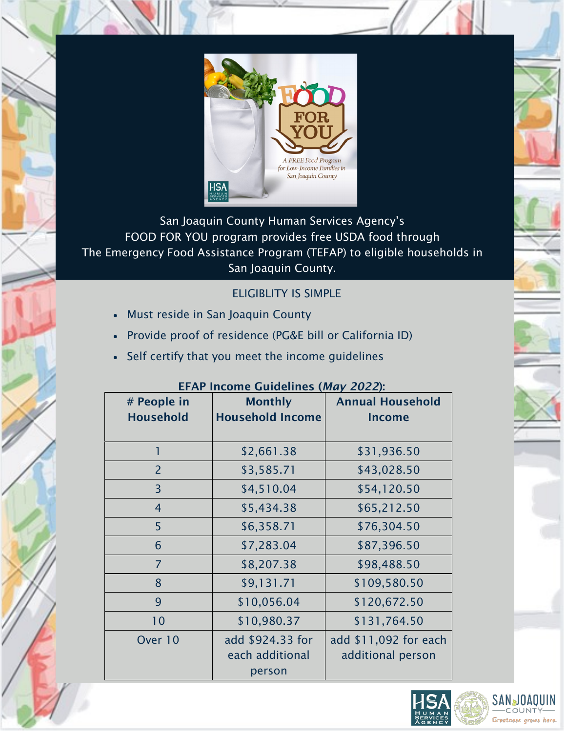FOOD FOR YOU

A FREE Food Program for Low-Income Families in San Joaquin County

San Joaquin County Human Services Agency's FOOD FOR YOU program provides free USDA food through The Emergency Food Assistance Program (TEFAP) to eligible households in San Joaquin County.

## ELIGIBLITY IS SIMPLE

- Must reside in San Joaquin County
- Provide proof of residence (PG&E bill or California ID)
- Self certify that you meet the income guidelines

**EFAP Income Guidelines (*May 2022*):**

| # People in Household | Monthly Household Income | Annual Household Income |
|---|---|---|
| 1 | $2,661.38 | $31,936.50 |
| 2 | $3,585.71 | $43,028.50 |
| 3 | $4,510.04 | $54,120.50 |
| 4 | $5,434.38 | $65,212.50 |
| 5 | $6,358.71 | $76,304.50 |
| 6 | $7,283.04 | $87,396.50 |
| 7 | $8,207.38 | $98,488.50 |
| 8 | $9,131.71 | $109,580.50 |
| 9 | $10,056.04 | $120,672.50 |
| 10 | $10,980.37 | $131,764.50 |
| Over 10 | add $924.33 for each additional person | add $11,092 for each additional person |

HSA Human Services Agency

San Joaquin County — Greatness grows here.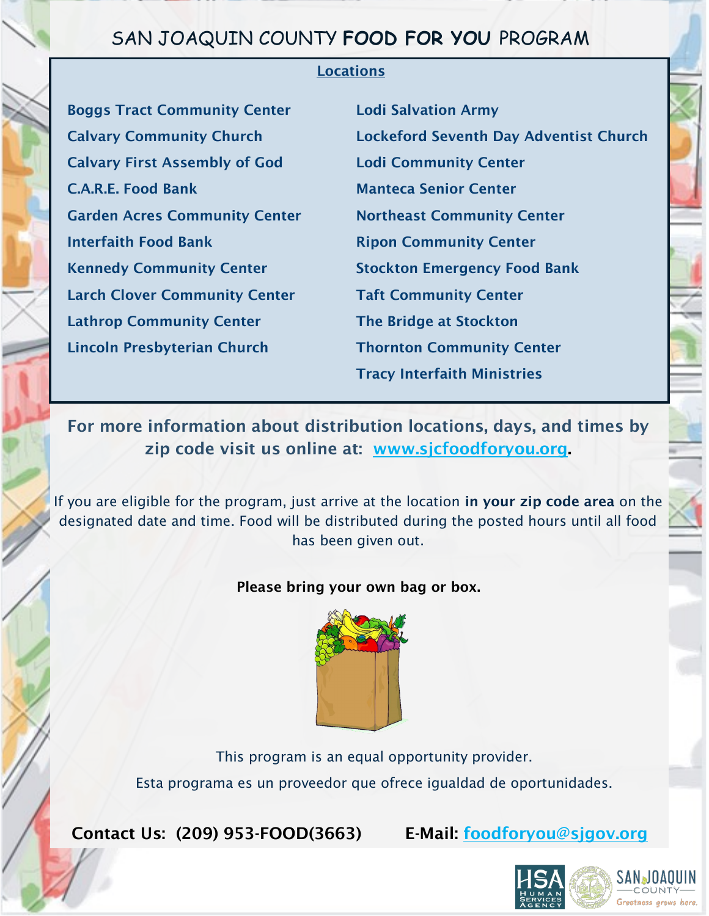# SAN JOAQUIN COUNTY **FOOD FOR YOU** PROGRAM

## Locations

- Boggs Tract Community Center
- Calvary Community Church
- Calvary First Assembly of God
- C.A.R.E. Food Bank
- Garden Acres Community Center
- Interfaith Food Bank
- Kennedy Community Center
- Larch Clover Community Center
- Lathrop Community Center
- Lincoln Presbyterian Church
- Lodi Salvation Army
- Lockeford Seventh Day Adventist Church
- Lodi Community Center
- Manteca Senior Center
- Northeast Community Center
- Ripon Community Center
- Stockton Emergency Food Bank
- Taft Community Center
- The Bridge at Stockton
- Thornton Community Center
- Tracy Interfaith Ministries

**For more information about distribution locations, days, and times by zip code visit us online at: [www.sjcfoodforyou.org](http://www.sjcfoodforyou.org).**

If you are eligible for the program, just arrive at the location **in your zip code area** on the designated date and time. Food will be distributed during the posted hours until all food has been given out.

**Please bring your own bag or box.**

This program is an equal opportunity provider.

Esta programa es un proveedor que ofrece igualdad de oportunidades.

**Contact Us: (209) 953-FOOD(3663)** **E-Mail:** [foodforyou@sjgov.org](mailto:foodforyou@sjgov.org)